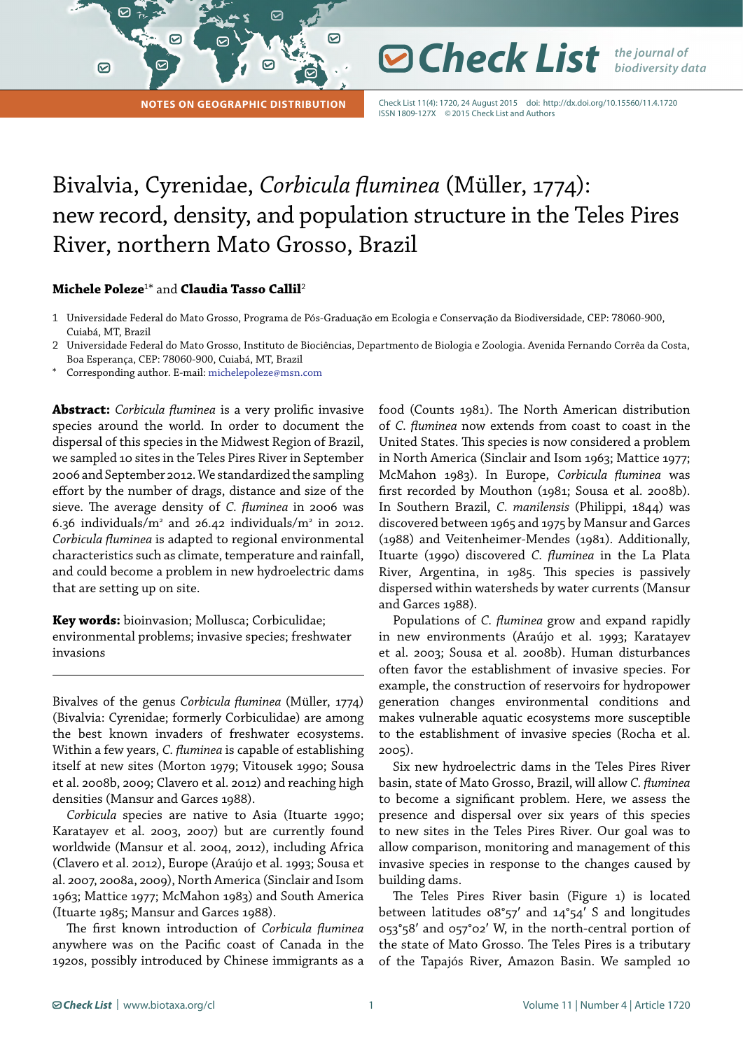NOTES ON GEOGRAPHIC DISTRIBUTION

# Bivalvia, Cyrenidae, *Corbicula fluminea* (Müller, 1774): new record, density, and population structure in the Teles Pires River, northern Mato Grosso, Brazil

**Michele Poleze**[1*] and **Claudia Tasso Callil**[2]

1 Universidade Federal do Mato Grosso, Programa de Pós-Graduação em Ecologia e Conservação da Biodiversidade, CEP: 78060-900, Cuiabá, MT, Brazil

2 Universidade Federal do Mato Grosso, Instituto de Biociências, Departmento de Biologia e Zoologia. Avenida Fernando Corrêa da Costa, Boa Esperança, CEP: 78060-900, Cuiabá, MT, Brazil

\* Corresponding author. E-mail: michelepoleze@msn.com

**Abstract:** *Corbicula fluminea* is a very prolific invasive species around the world. In order to document the dispersal of this species in the Midwest Region of Brazil, we sampled 10 sites in the Teles Pires River in September 2006 and September 2012. We standardized the sampling effort by the number of drags, distance and size of the sieve. The average density of *C. fluminea* in 2006 was 6.36 individuals/m$^2$ and 26.42 individuals/m$^2$ in 2012. *Corbicula fluminea* is adapted to regional environmental characteristics such as climate, temperature and rainfall, and could become a problem in new hydroelectric dams that are setting up on site.

**Key words:** bioinvasion; Mollusca; Corbiculidae; environmental problems; invasive species; freshwater invasions

Bivalves of the genus *Corbicula fluminea* (Müller, 1774) (Bivalvia: Cyrenidae; formerly Corbiculidae) are among the best known invaders of freshwater ecosystems. Within a few years, *C. fluminea* is capable of establishing itself at new sites (Morton 1979; Vitousek 1990; Sousa et al. 2008b, 2009; Clavero et al. 2012) and reaching high densities (Mansur and Garces 1988).

*Corbicula* species are native to Asia (Ituarte 1990; Karatayev et al. 2003, 2007) but are currently found worldwide (Mansur et al. 2004, 2012), including Africa (Clavero et al. 2012), Europe (Araújo et al. 1993; Sousa et al. 2007, 2008a, 2009), North America (Sinclair and Isom 1963; Mattice 1977; McMahon 1983) and South America (Ituarte 1985; Mansur and Garces 1988).

The first known introduction of *Corbicula fluminea* anywhere was on the Pacific coast of Canada in the 1920s, possibly introduced by Chinese immigrants as a food (Counts 1981). The North American distribution of *C. fluminea* now extends from coast to coast in the United States. This species is now considered a problem in North America (Sinclair and Isom 1963; Mattice 1977; McMahon 1983). In Europe, *Corbicula fluminea* was first recorded by Mouthon (1981; Sousa et al. 2008b). In Southern Brazil, *C. manilensis* (Philippi, 1844) was discovered between 1965 and 1975 by Mansur and Garces (1988) and Veitenheimer-Mendes (1981). Additionally, Ituarte (1990) discovered *C. fluminea* in the La Plata River, Argentina, in 1985. This species is passively dispersed within watersheds by water currents (Mansur and Garces 1988).

Populations of *C. fluminea* grow and expand rapidly in new environments (Araújo et al. 1993; Karatayev et al. 2003; Sousa et al. 2008b). Human disturbances often favor the establishment of invasive species. For example, the construction of reservoirs for hydropower generation changes environmental conditions and makes vulnerable aquatic ecosystems more susceptible to the establishment of invasive species (Rocha et al. 2005).

Six new hydroelectric dams in the Teles Pires River basin, state of Mato Grosso, Brazil, will allow *C. fluminea* to become a significant problem. Here, we assess the presence and dispersal over six years of this species to new sites in the Teles Pires River. Our goal was to allow comparison, monitoring and management of this invasive species in response to the changes caused by building dams.

The Teles Pires River basin (Figure 1) is located between latitudes 08°57′ and 14°54′ S and longitudes 053°58′ and 057°02′ W, in the north-central portion of the state of Mato Grosso. The Teles Pires is a tributary of the Tapajós River, Amazon Basin. We sampled 10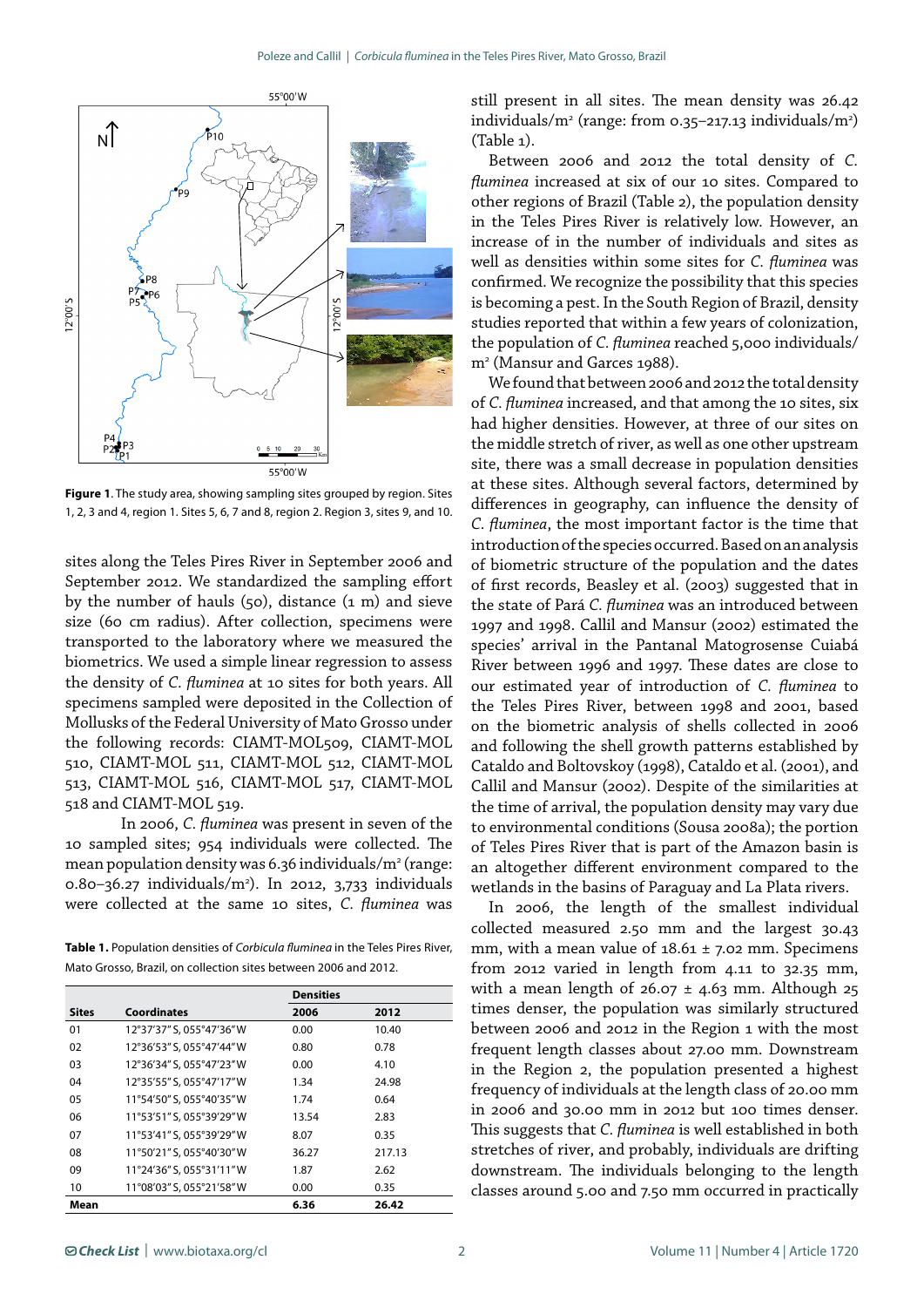**Figure 1**. The study area, showing sampling sites grouped by region. Sites 1, 2, 3 and 4, region 1. Sites 5, 6, 7 and 8, region 2. Region 3, sites 9, and 10.

sites along the Teles Pires River in September 2006 and September 2012. We standardized the sampling effort by the number of hauls (50), distance (1 m) and sieve size (60 cm radius). After collection, specimens were transported to the laboratory where we measured the biometrics. We used a simple linear regression to assess the density of *C. fluminea* at 10 sites for both years. All specimens sampled were deposited in the Collection of Mollusks of the Federal University of Mato Grosso under the following records: CIAMT-MOL509, CIAMT-MOL 510, CIAMT-MOL 511, CIAMT-MOL 512, CIAMT-MOL 513, CIAMT-MOL 516, CIAMT-MOL 517, CIAMT-MOL 518 and CIAMT-MOL 519.

In 2006, *C. fluminea* was present in seven of the 10 sampled sites; 954 individuals were collected. The mean population density was 6.36 individuals/m² (range: 0.80–36.27 individuals/m²). In 2012, 3,733 individuals were collected at the same 10 sites, *C. fluminea* was still present in all sites. The mean density was 26.42 individuals/m² (range: from 0.35–217.13 individuals/m²) (Table 1).

**Table 1.** Population densities of *Corbicula fluminea* in the Teles Pires River, Mato Grosso, Brazil, on collection sites between 2006 and 2012.

| | | Densities | |
|---|---|---|---|
| Sites | Coordinates | 2006 | 2012 |
| 01 | 12°37'37" S, 055°47'36" W | 0.00 | 10.40 |
| 02 | 12°36'53" S, 055°47'44" W | 0.80 | 0.78 |
| 03 | 12°36'34" S, 055°47'23" W | 0.00 | 4.10 |
| 04 | 12°35'55" S, 055°47'17" W | 1.34 | 24.98 |
| 05 | 11°54'50" S, 055°40'35" W | 1.74 | 0.64 |
| 06 | 11°53'51" S, 055°39'29" W | 13.54 | 2.83 |
| 07 | 11°53'41" S, 055°39'29" W | 8.07 | 0.35 |
| 08 | 11°50'21" S, 055°40'30" W | 36.27 | 217.13 |
| 09 | 11°24'36" S, 055°31'11" W | 1.87 | 2.62 |
| 10 | 11°08'03" S, 055°21'58" W | 0.00 | 0.35 |
| **Mean** | | **6.36** | **26.42** |

Between 2006 and 2012 the total density of *C. fluminea* increased at six of our 10 sites. Compared to other regions of Brazil (Table 2), the population density in the Teles Pires River is relatively low. However, an increase of in the number of individuals and sites as well as densities within some sites for *C. fluminea* was confirmed. We recognize the possibility that this species is becoming a pest. In the South Region of Brazil, density studies reported that within a few years of colonization, the population of *C. fluminea* reached 5,000 individuals/m² (Mansur and Garces 1988).

We found that between 2006 and 2012 the total density of *C. fluminea* increased, and that among the 10 sites, six had higher densities. However, at three of our sites on the middle stretch of river, as well as one other upstream site, there was a small decrease in population densities at these sites. Although several factors, determined by differences in geography, can influence the density of *C. fluminea*, the most important factor is the time that introduction of the species occurred. Based on an analysis of biometric structure of the population and the dates of first records, Beasley et al. (2003) suggested that in the state of Pará *C. fluminea* was an introduced between 1997 and 1998. Callil and Mansur (2002) estimated the species' arrival in the Pantanal Matogrosense Cuiabá River between 1996 and 1997. These dates are close to our estimated year of introduction of *C. fluminea* to the Teles Pires River, between 1998 and 2001, based on the biometric analysis of shells collected in 2006 and following the shell growth patterns established by Cataldo and Boltovskoy (1998), Cataldo et al. (2001), and Callil and Mansur (2002). Despite of the similarities at the time of arrival, the population density may vary due to environmental conditions (Sousa 2008a); the portion of Teles Pires River that is part of the Amazon basin is an altogether different environment compared to the wetlands in the basins of Paraguay and La Plata rivers.

In 2006, the length of the smallest individual collected measured 2.50 mm and the largest 30.43 mm, with a mean value of 18.61 ± 7.02 mm. Specimens from 2012 varied in length from 4.11 to 32.35 mm, with a mean length of 26.07 ± 4.63 mm. Although 25 times denser, the population was similarly structured between 2006 and 2012 in the Region 1 with the most frequent length classes about 27.00 mm. Downstream in the Region 2, the population presented a highest frequency of individuals at the length class of 20.00 mm in 2006 and 30.00 mm in 2012 but 100 times denser. This suggests that *C. fluminea* is well established in both stretches of river, and probably, individuals are drifting downstream. The individuals belonging to the length classes around 5.00 and 7.50 mm occurred in practically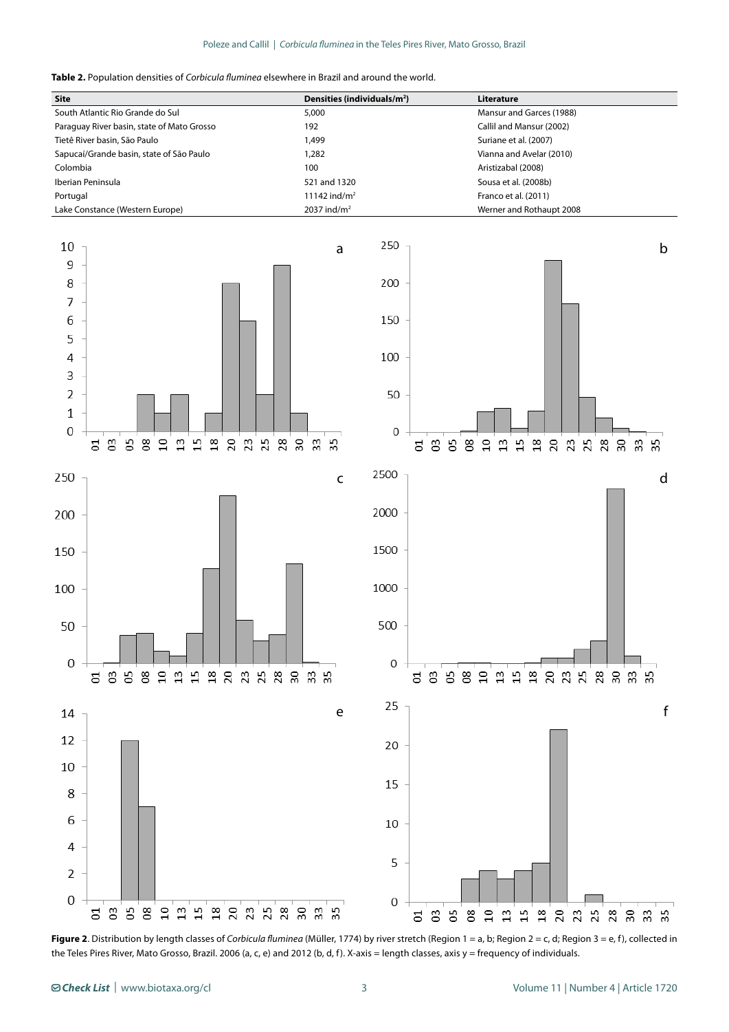**Table 2.** Population densities of *Corbicula fluminea* elsewhere in Brazil and around the world.

| Site | Densities (individuals/m²) | Literature |
|---|---|---|
| South Atlantic Rio Grande do Sul | 5,000 | Mansur and Garces (1988) |
| Paraguay River basin, state of Mato Grosso | 192 | Callil and Mansur (2002) |
| Tietê River basin, São Paulo | 1,499 | Suriane et al. (2007) |
| Sapucaí/Grande basin, state of São Paulo | 1,282 | Vianna and Avelar (2010) |
| Colombia | 100 | Aristizabal (2008) |
| Iberian Peninsula | 521 and 1320 | Sousa et al. (2008b) |
| Portugal | 11142 ind/m² | Franco et al. (2011) |
| Lake Constance (Western Europe) | 2037 ind/m² | Werner and Rothaupt 2008 |

**Figure 2**. Distribution by length classes of *Corbicula fluminea* (Müller, 1774) by river stretch (Region 1 = a, b; Region 2 = c, d; Region 3 = e, f), collected in the Teles Pires River, Mato Grosso, Brazil. 2006 (a, c, e) and 2012 (b, d, f). X-axis = length classes, axis y = frequency of individuals.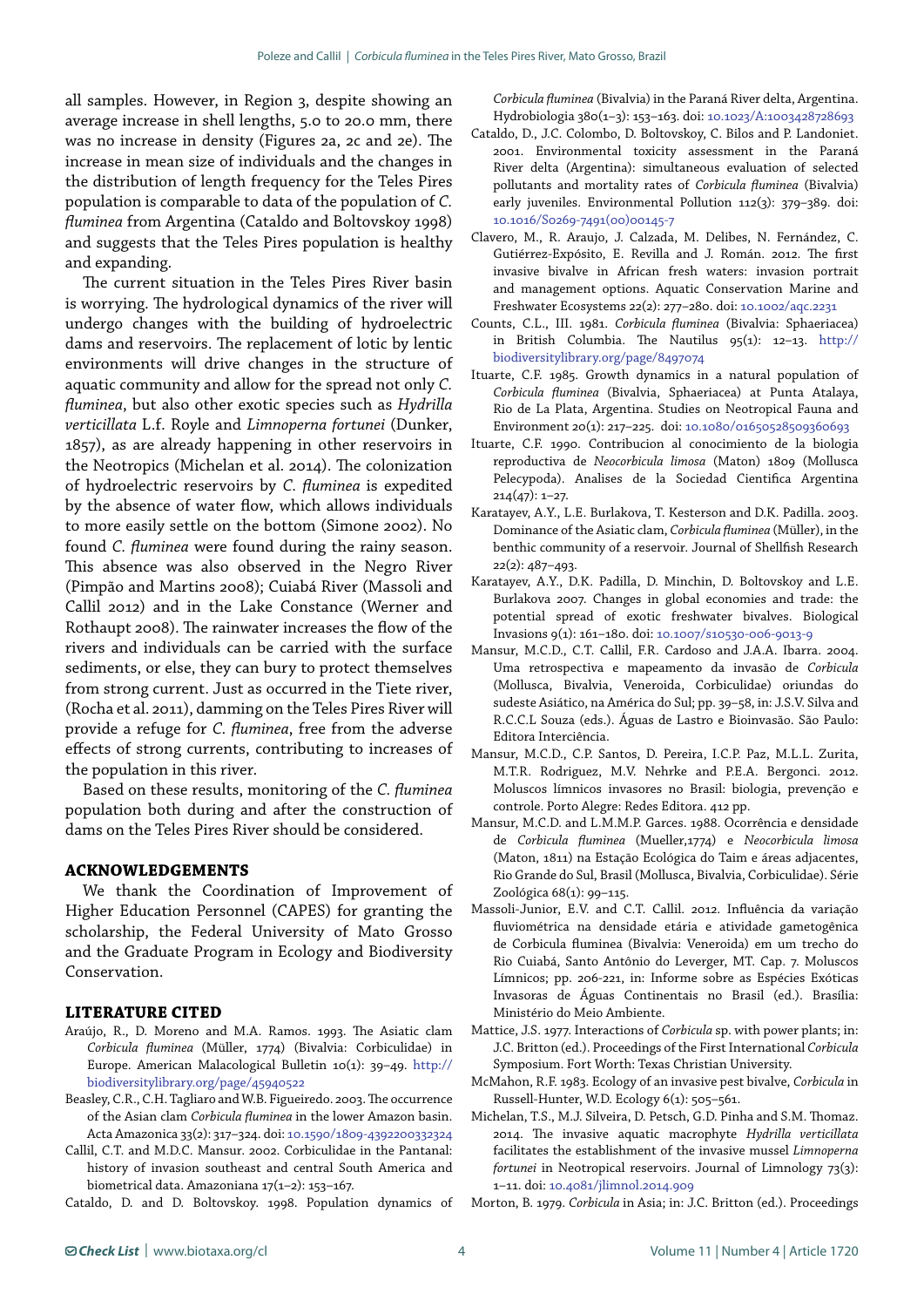all samples. However, in Region 3, despite showing an average increase in shell lengths, 5.0 to 20.0 mm, there was no increase in density (Figures 2a, 2c and 2e). The increase in mean size of individuals and the changes in the distribution of length frequency for the Teles Pires population is comparable to data of the population of *C. fluminea* from Argentina (Cataldo and Boltovskoy 1998) and suggests that the Teles Pires population is healthy and expanding.

The current situation in the Teles Pires River basin is worrying. The hydrological dynamics of the river will undergo changes with the building of hydroelectric dams and reservoirs. The replacement of lotic by lentic environments will drive changes in the structure of aquatic community and allow for the spread not only *C. fluminea*, but also other exotic species such as *Hydrilla verticillata* L.f. Royle and *Limnoperna fortunei* (Dunker, 1857), as are already happening in other reservoirs in the Neotropics (Michelan et al. 2014). The colonization of hydroelectric reservoirs by *C. fluminea* is expedited by the absence of water flow, which allows individuals to more easily settle on the bottom (Simone 2002). No found *C. fluminea* were found during the rainy season. This absence was also observed in the Negro River (Pimpão and Martins 2008); Cuiabá River (Massoli and Callil 2012) and in the Lake Constance (Werner and Rothaupt 2008). The rainwater increases the flow of the rivers and individuals can be carried with the surface sediments, or else, they can bury to protect themselves from strong current. Just as occurred in the Tiete river, (Rocha et al. 2011), damming on the Teles Pires River will provide a refuge for *C. fluminea*, free from the adverse effects of strong currents, contributing to increases of the population in this river.

Based on these results, monitoring of the *C. fluminea* population both during and after the construction of dams on the Teles Pires River should be considered.

## ACKNOWLEDGEMENTS

We thank the Coordination of Improvement of Higher Education Personnel (CAPES) for granting the scholarship, the Federal University of Mato Grosso and the Graduate Program in Ecology and Biodiversity Conservation.

## LITERATURE CITED

Araújo, R., D. Moreno and M.A. Ramos. 1993. The Asiatic clam *Corbicula fluminea* (Müller, 1774) (Bivalvia: Corbiculidae) in Europe. American Malacological Bulletin 10(1): 39–49. http://biodiversitylibrary.org/page/45940522

Beasley, C.R., C.H. Tagliaro and W.B. Figueiredo. 2003. The occurrence of the Asian clam *Corbicula fluminea* in the lower Amazon basin. Acta Amazonica 33(2): 317–324. doi: 10.1590/1809-4392200332324

Callil, C.T. and M.D.C. Mansur. 2002. Corbiculidae in the Pantanal: history of invasion southeast and central South America and biometrical data. Amazoniana 17(1–2): 153–167.

Cataldo, D. and D. Boltovskoy. 1998. Population dynamics of *Corbicula fluminea* (Bivalvia) in the Paraná River delta, Argentina. Hydrobiologia 380(1–3): 153–163. doi: 10.1023/A:1003428728693

Cataldo, D., J.C. Colombo, D. Boltovskoy, C. Bilos and P. Landoniet. 2001. Environmental toxicity assessment in the Paraná River delta (Argentina): simultaneous evaluation of selected pollutants and mortality rates of *Corbicula fluminea* (Bivalvia) early juveniles. Environmental Pollution 112(3): 379–389. doi: 10.1016/S0269-7491(00)00145-7

Clavero, M., R. Araujo, J. Calzada, M. Delibes, N. Fernández, C. Gutiérrez-Expósito, E. Revilla and J. Román. 2012. The first invasive bivalve in African fresh waters: invasion portrait and management options. Aquatic Conservation Marine and Freshwater Ecosystems 22(2): 277–280. doi: 10.1002/aqc.2231

Counts, C.L., III. 1981. *Corbicula fluminea* (Bivalvia: Sphaeriacea) in British Columbia. The Nautilus 95(1): 12–13. http://biodiversitylibrary.org/page/8497074

Ituarte, C.F. 1985. Growth dynamics in a natural population of *Corbicula fluminea* (Bivalvia, Sphaeriacea) at Punta Atalaya, Rio de La Plata, Argentina. Studies on Neotropical Fauna and Environment 20(1): 217–225. doi: 10.1080/01650528509360693

Ituarte, C.F. 1990. Contribucion al conocimiento de la biologia reproductiva de *Neocorbicula limosa* (Maton) 1809 (Mollusca Pelecypoda). Analises de la Sociedad Cientifica Argentina 214(47): 1–27.

Karatayev, A.Y., L.E. Burlakova, T. Kesterson and D.K. Padilla. 2003. Dominance of the Asiatic clam, *Corbicula fluminea* (Müller), in the benthic community of a reservoir. Journal of Shellfish Research 22(2): 487–493.

Karatayev, A.Y., D.K. Padilla, D. Minchin, D. Boltovskoy and L.E. Burlakova 2007. Changes in global economies and trade: the potential spread of exotic freshwater bivalves. Biological Invasions 9(1): 161–180. doi: 10.1007/s10530-006-9013-9

Mansur, M.C.D., C.T. Callil, F.R. Cardoso and J.A.A. Ibarra. 2004. Uma retrospectiva e mapeamento da invasão de *Corbicula* (Mollusca, Bivalvia, Veneroida, Corbiculidae) oriundas do sudeste Asiático, na América do Sul; pp. 39–58, in: J.S.V. Silva and R.C.C.L Souza (eds.). Águas de Lastro e Bioinvasão. São Paulo: Editora Interciência.

Mansur, M.C.D., C.P. Santos, D. Pereira, I.C.P. Paz, M.L.L. Zurita, M.T.R. Rodriguez, M.V. Nehrke and P.E.A. Bergonci. 2012. Moluscos límnicos invasores no Brasil: biologia, prevenção e controle. Porto Alegre: Redes Editora. 412 pp.

Mansur, M.C.D. and L.M.M.P. Garces. 1988. Ocorrência e densidade de *Corbicula fluminea* (Mueller,1774) e *Neocorbicula limosa* (Maton, 1811) na Estação Ecológica do Taim e áreas adjacentes, Rio Grande do Sul, Brasil (Mollusca, Bivalvia, Corbiculidae). Série Zoológica 68(1): 99–115.

Massoli-Junior, E.V. and C.T. Callil. 2012. Influência da variação fluviométrica na densidade etária e atividade gametogênica de Corbicula fluminea (Bivalvia: Veneroida) em um trecho do Rio Cuiabá, Santo Antônio do Leverger, MT. Cap. 7. Moluscos Límnicos; pp. 206-221, in: Informe sobre as Espécies Exóticas Invasoras de Águas Continentais no Brasil (ed.). Brasília: Ministério do Meio Ambiente.

Mattice, J.S. 1977. Interactions of *Corbicula* sp. with power plants; in: J.C. Britton (ed.). Proceedings of the First International *Corbicula* Symposium. Fort Worth: Texas Christian University.

McMahon, R.F. 1983. Ecology of an invasive pest bivalve, *Corbicula* in Russell-Hunter, W.D. Ecology 6(1): 505–561.

Michelan, T.S., M.J. Silveira, D. Petsch, G.D. Pinha and S.M. Thomaz. 2014. The invasive aquatic macrophyte *Hydrilla verticillata* facilitates the establishment of the invasive mussel *Limnoperna fortunei* in Neotropical reservoirs. Journal of Limnology 73(3): 1–11. doi: 10.4081/jlimnol.2014.909

Morton, B. 1979. *Corbicula* in Asia; in: J.C. Britton (ed.). Proceedings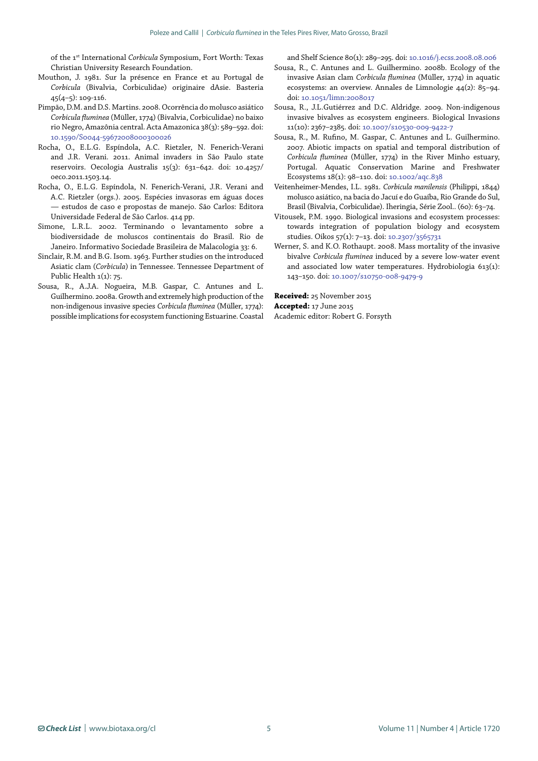of the 1st International *Corbicula* Symposium, Fort Worth: Texas Christian University Research Foundation.

Mouthon, J. 1981. Sur la présence en France et au Portugal de *Corbicula* (Bivalvia, Corbiculidae) originaire dAsie. Basteria 45(4–5): 109-116.

Pimpão, D.M. and D.S. Martins. 2008. Ocorrência do molusco asiático *Corbicula fluminea* (Müller, 1774) (Bivalvia, Corbiculidae) no baixo rio Negro, Amazônia central. Acta Amazonica 38(3): 589–592. doi: 10.1590/S0044-59672008000300026

Rocha, O., E.L.G. Espíndola, A.C. Rietzler, N. Fenerich-Verani and J.R. Verani. 2011. Animal invaders in São Paulo state reservoirs. Oecologia Australis 15(3): 631–642. doi: 10.4257/oeco.2011.1503.14.

Rocha, O., E.L.G. Espíndola, N. Fenerich-Verani, J.R. Verani and A.C. Rietzler (orgs.). 2005. Espécies invasoras em águas doces — estudos de caso e propostas de manejo. São Carlos: Editora Universidade Federal de São Carlos. 414 pp.

Simone, L.R.L. 2002. Terminando o levantamento sobre a biodiversidade de moluscos continentais do Brasil. Rio de Janeiro. Informativo Sociedade Brasileira de Malacologia 33: 6.

Sinclair, R.M. and B.G. Isom. 1963. Further studies on the introduced Asiatic clam (*Corbicula*) in Tennessee. Tennessee Department of Public Health 1(1): 75.

Sousa, R., A.J.A. Nogueira, M.B. Gaspar, C. Antunes and L. Guilhermino. 2008a. Growth and extremely high production of the non-indigenous invasive species *Corbicula fluminea* (Müller, 1774): possible implications for ecosystem functioning Estuarine. Coastal and Shelf Science 80(1): 289–295. doi: 10.1016/j.ecss.2008.08.006

Sousa, R., C. Antunes and L. Guilhermino. 2008b. Ecology of the invasive Asian clam *Corbicula fluminea* (Müller, 1774) in aquatic ecosystems: an overview. Annales de Limnologie 44(2): 85–94. doi: 10.1051/limn:2008017

Sousa, R., J.L.Gutiérrez and D.C. Aldridge. 2009. Non-indigenous invasive bivalves as ecosystem engineers. Biological Invasions 11(10): 2367–2385. doi: 10.1007/s10530-009-9422-7

Sousa, R., M. Rufino, M. Gaspar, C. Antunes and L. Guilhermino. 2007. Abiotic impacts on spatial and temporal distribution of *Corbicula fluminea* (Müller, 1774) in the River Minho estuary, Portugal. Aquatic Conservation Marine and Freshwater Ecosystems 18(1): 98–110. doi: 10.1002/aqc.838

Veitenheimer-Mendes, I.L. 1981. *Corbicula manilensis* (Philippi, 1844) molusco asiático, na bacia do Jacuí e do Guaíba, Rio Grande do Sul, Brasil (Bivalvia, Corbiculidae). Iheringia, Série Zool.. (60): 63–74.

Vitousek, P.M. 1990. Biological invasions and ecosystem processes: towards integration of population biology and ecosystem studies. Oikos 57(1): 7–13. doi: 10.2307/3565731

Werner, S. and K.O. Rothaupt. 2008. Mass mortality of the invasive bivalve *Corbicula fluminea* induced by a severe low-water event and associated low water temperatures. Hydrobiologia 613(1): 143–150. doi: 10.1007/s10750-008-9479-9

**Received:** 25 November 2015
**Accepted:** 17 June 2015
Academic editor: Robert G. Forsyth